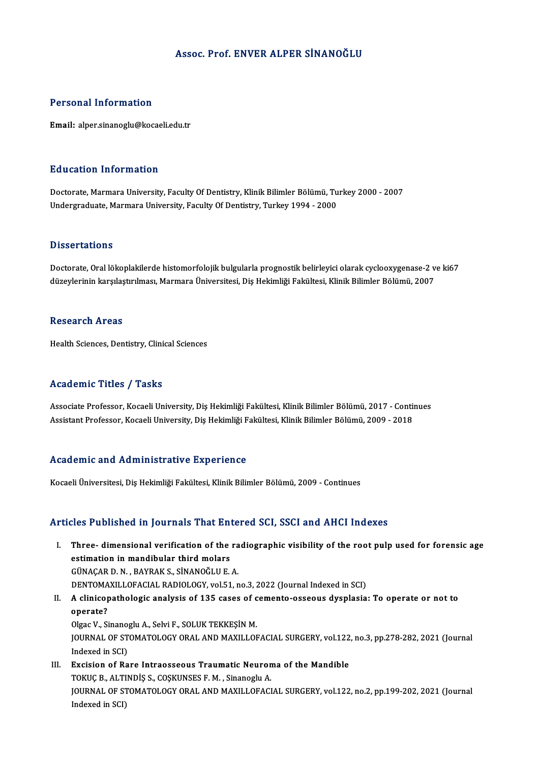# Assoc. Prof. ENVER ALPER SİNANOĞLU

## Personal Information

**Email:** alper.sinanoglu@kocaeli.edu.tr

## Education Information

Doctorate, Marmara University, Faculty Of Dentistry, Klinik Bilimler Bölümü, Turkey 2000 - 2007
Undergraduate, Marmara University, Faculty Of Dentistry, Turkey 1994 - 2000

## Dissertations

Doctorate, Oral lökoplakilerde histomorfolojik bulgularla prognostik belirleyici olarak cyclooxygenase-2 ve ki67 düzeylerinin karşılaştırılması, Marmara Üniversitesi, Diş Hekimliği Fakültesi, Klinik Bilimler Bölümü, 2007

## Research Areas

Health Sciences, Dentistry, Clinical Sciences

## Academic Titles / Tasks

Associate Professor, Kocaeli University, Diş Hekimliği Fakültesi, Klinik Bilimler Bölümü, 2017 - Continues
Assistant Professor, Kocaeli University, Diş Hekimliği Fakültesi, Klinik Bilimler Bölümü, 2009 - 2018

## Academic and Administrative Experience

Kocaeli Üniversitesi, Diş Hekimliği Fakültesi, Klinik Bilimler Bölümü, 2009 - Continues

## Articles Published in Journals That Entered SCI, SSCI and AHCI Indexes

I. **Three- dimensional verification of the radiographic visibility of the root pulp used for forensic age estimation in mandibular third molars**
GÜNAÇAR D. N. , BAYRAK S., SİNANOĞLU E. A.
DENTOMAXILLOFACIAL RADIOLOGY, vol.51, no.3, 2022 (Journal Indexed in SCI)

II. **A clinicopathologic analysis of 135 cases of cemento-osseous dysplasia: To operate or not to operate?**
Olgac V., Sinanoglu A., Selvi F., SOLUK TEKKEŞİN M.
JOURNAL OF STOMATOLOGY ORAL AND MAXILLOFACIAL SURGERY, vol.122, no.3, pp.278-282, 2021 (Journal Indexed in SCI)

III. **Excision of Rare Intraosseous Traumatic Neuroma of the Mandible**
TOKUÇ B., ALTINDİŞ S., COŞKUNSES F. M. , Sinanoglu A.
JOURNAL OF STOMATOLOGY ORAL AND MAXILLOFACIAL SURGERY, vol.122, no.2, pp.199-202, 2021 (Journal Indexed in SCI)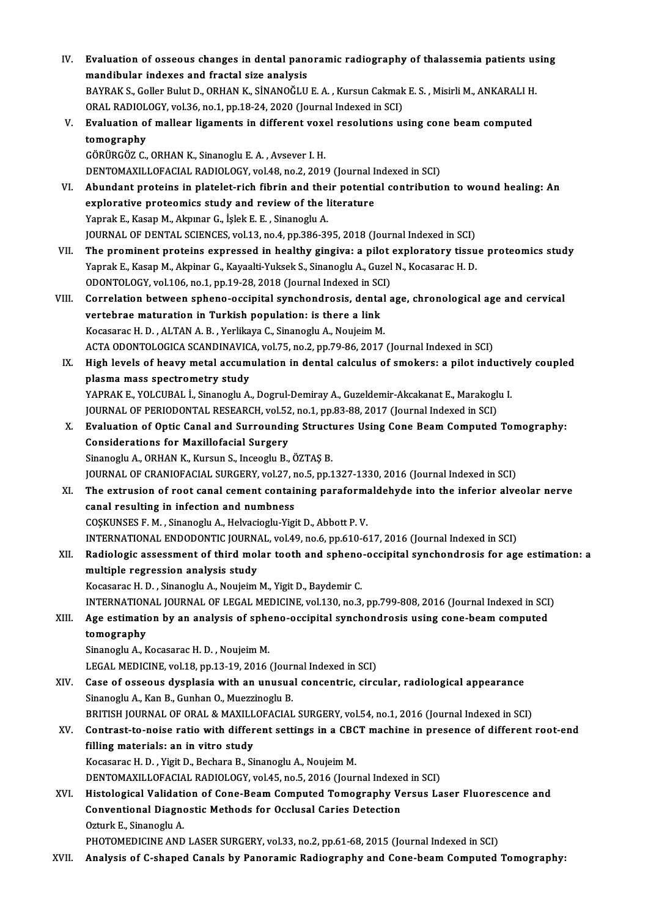IV. **Evaluation of osseous changes in dental panoramic radiography of thalassemia patients using mandibular indexes and fractal size analysis**
BAYRAK S., Goller Bulut D., ORHAN K., SİNANOĞLU E. A. , Kursun Cakmak E. S. , Misirli M., ANKARALI H.
ORAL RADIOLOGY, vol.36, no.1, pp.18-24, 2020 (Journal Indexed in SCI)

V. **Evaluation of mallear ligaments in different voxel resolutions using cone beam computed tomography**
GÖRÜRGÖZ C., ORHAN K., Sinanoglu E. A. , Avsever I. H.
DENTOMAXILLOFACIAL RADIOLOGY, vol.48, no.2, 2019 (Journal Indexed in SCI)

VI. **Abundant proteins in platelet-rich fibrin and their potential contribution to wound healing: An explorative proteomics study and review of the literature**
Yaprak E., Kasap M., Akpınar G., İşlek E. E. , Sinanoglu A.
JOURNAL OF DENTAL SCIENCES, vol.13, no.4, pp.386-395, 2018 (Journal Indexed in SCI)

VII. **The prominent proteins expressed in healthy gingiva: a pilot exploratory tissue proteomics study**
Yaprak E., Kasap M., Akpinar G., Kayaalti-Yuksek S., Sinanoglu A., Guzel N., Kocasarac H. D.
ODONTOLOGY, vol.106, no.1, pp.19-28, 2018 (Journal Indexed in SCI)

VIII. **Correlation between spheno-occipital synchondrosis, dental age, chronological age and cervical vertebrae maturation in Turkish population: is there a link**
Kocasarac H. D. , ALTAN A. B. , Yerlikaya C., Sinanoglu A., Noujeim M.
ACTA ODONTOLOGICA SCANDINAVICA, vol.75, no.2, pp.79-86, 2017 (Journal Indexed in SCI)

IX. **High levels of heavy metal accumulation in dental calculus of smokers: a pilot inductively coupled plasma mass spectrometry study**
YAPRAK E., YOLCUBAL İ., Sinanoglu A., Dogrul-Demiray A., Guzeldemir-Akcakanat E., Marakoglu I.
JOURNAL OF PERIODONTAL RESEARCH, vol.52, no.1, pp.83-88, 2017 (Journal Indexed in SCI)

X. **Evaluation of Optic Canal and Surrounding Structures Using Cone Beam Computed Tomography: Considerations for Maxillofacial Surgery**
Sinanoglu A., ORHAN K., Kursun S., Inceoglu B., ÖZTAŞ B.
JOURNAL OF CRANIOFACIAL SURGERY, vol.27, no.5, pp.1327-1330, 2016 (Journal Indexed in SCI)

XI. **The extrusion of root canal cement containing paraformaldehyde into the inferior alveolar nerve canal resulting in infection and numbness**
COŞKUNSES F. M. , Sinanoglu A., Helvacioglu-Yigit D., Abbott P. V.
INTERNATIONAL ENDODONTIC JOURNAL, vol.49, no.6, pp.610-617, 2016 (Journal Indexed in SCI)

XII. **Radiologic assessment of third molar tooth and spheno-occipital synchondrosis for age estimation: a multiple regression analysis study**
Kocasarac H. D. , Sinanoglu A., Noujeim M., Yigit D., Baydemir C.
INTERNATIONAL JOURNAL OF LEGAL MEDICINE, vol.130, no.3, pp.799-808, 2016 (Journal Indexed in SCI)

XIII. **Age estimation by an analysis of spheno-occipital synchondrosis using cone-beam computed tomography**
Sinanoglu A., Kocasarac H. D. , Noujeim M.
LEGAL MEDICINE, vol.18, pp.13-19, 2016 (Journal Indexed in SCI)

XIV. **Case of osseous dysplasia with an unusual concentric, circular, radiological appearance**
Sinanoglu A., Kan B., Gunhan O., Muezzinoglu B.
BRITISH JOURNAL OF ORAL & MAXILLOFACIAL SURGERY, vol.54, no.1, 2016 (Journal Indexed in SCI)

XV. **Contrast-to-noise ratio with different settings in a CBCT machine in presence of different root-end filling materials: an in vitro study**
Kocasarac H. D. , Yigit D., Bechara B., Sinanoglu A., Noujeim M.
DENTOMAXILLOFACIAL RADIOLOGY, vol.45, no.5, 2016 (Journal Indexed in SCI)

XVI. **Histological Validation of Cone-Beam Computed Tomography Versus Laser Fluorescence and Conventional Diagnostic Methods for Occlusal Caries Detection**
Ozturk E., Sinanoglu A.
PHOTOMEDICINE AND LASER SURGERY, vol.33, no.2, pp.61-68, 2015 (Journal Indexed in SCI)

XVII. **Analysis of C-shaped Canals by Panoramic Radiography and Cone-beam Computed Tomography:**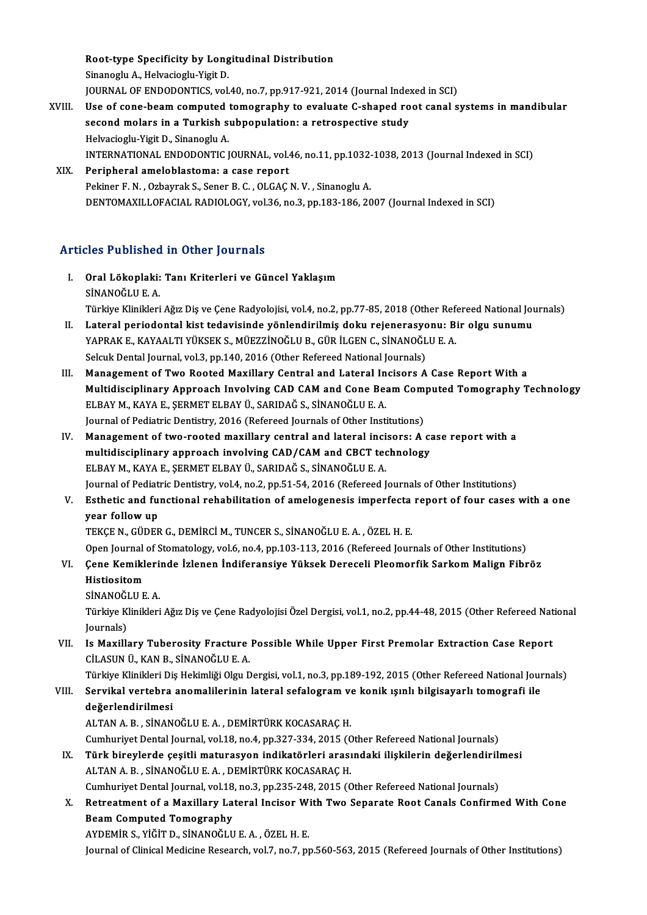**Root-type Specificity by Longitudinal Distribution**
Sinanoglu A., Helvacioglu-Yigit D.
JOURNAL OF ENDODONTICS, vol.40, no.7, pp.917-921, 2014 (Journal Indexed in SCI)

XVIII. **Use of cone-beam computed tomography to evaluate C-shaped root canal systems in mandibular second molars in a Turkish subpopulation: a retrospective study**
Helvacioglu-Yigit D., Sinanoglu A.
INTERNATIONAL ENDODONTIC JOURNAL, vol.46, no.11, pp.1032-1038, 2013 (Journal Indexed in SCI)

XIX. **Peripheral ameloblastoma: a case report**
Pekiner F. N. , Ozbayrak S., Sener B. C. , OLGAÇ N. V. , Sinanoglu A.
DENTOMAXILLOFACIAL RADIOLOGY, vol.36, no.3, pp.183-186, 2007 (Journal Indexed in SCI)

## Articles Published in Other Journals

I. **Oral Lökoplaki: Tanı Kriterleri ve Güncel Yaklaşım**
SİNANOĞLU E. A.
Türkiye Klinikleri Ağız Diş ve Çene Radyolojisi, vol.4, no.2, pp.77-85, 2018 (Other Refereed National Journals)

II. **Lateral periodontal kist tedavisinde yönlendirilmiş doku rejenerasyonu: Bir olgu sunumu**
YAPRAK E., KAYAALTI YÜKSEK S., MÜEZZİNOĞLU B., GÜR İLGEN C., SİNANOĞLU E. A.
Selcuk Dental Journal, vol.3, pp.140, 2016 (Other Refereed National Journals)

III. **Management of Two Rooted Maxillary Central and Lateral Incisors A Case Report With a Multidisciplinary Approach Involving CAD CAM and Cone Beam Computed Tomography Technology**
ELBAY M., KAYA E., ŞERMET ELBAY Ü., SARIDAĞ S., SİNANOĞLU E. A.
Journal of Pediatric Dentistry, 2016 (Refereed Journals of Other Institutions)

IV. **Management of two-rooted maxillary central and lateral incisors: A case report with a multidisciplinary approach involving CAD/CAM and CBCT technology**
ELBAY M., KAYA E., ŞERMET ELBAY Ü., SARIDAĞ S., SİNANOĞLU E. A.
Journal of Pediatric Dentistry, vol.4, no.2, pp.51-54, 2016 (Refereed Journals of Other Institutions)

V. **Esthetic and functional rehabilitation of amelogenesis imperfecta report of four cases with a one year follow up**
TEKÇE N., GÜDER G., DEMİRCİ M., TUNCER S., SİNANOĞLU E. A. , ÖZEL H. E.
Open Journal of Stomatology, vol.6, no.4, pp.103-113, 2016 (Refereed Journals of Other Institutions)

VI. **Çene Kemiklerinde İzlenen İndiferansiye Yüksek Dereceli Pleomorfik Sarkom Malign Fibröz Histiositom**
SİNANOĞLU E. A.
Türkiye Klinikleri Ağız Diş ve Çene Radyolojisi Özel Dergisi, vol.1, no.2, pp.44-48, 2015 (Other Refereed National Journals)

VII. **Is Maxillary Tuberosity Fracture Possible While Upper First Premolar Extraction Case Report**
CİLASUN Ü., KAN B., SİNANOĞLU E. A.
Türkiye Klinikleri Diş Hekimliği Olgu Dergisi, vol.1, no.3, pp.189-192, 2015 (Other Refereed National Journals)

VIII. **Servikal vertebra anomalilerinin lateral sefalogram ve konik ışınlı bilgisayarlı tomografi ile değerlendirilmesi**
ALTAN A. B. , SİNANOĞLU E. A. , DEMİRTÜRK KOCASARAÇ H.
Cumhuriyet Dental Journal, vol.18, no.4, pp.327-334, 2015 (Other Refereed National Journals)

IX. **Türk bireylerde çeşitli maturasyon indikatörleri arasındaki ilişkilerin değerlendirilmesi**
ALTAN A. B. , SİNANOĞLU E. A. , DEMİRTÜRK KOCASARAÇ H.
Cumhuriyet Dental Journal, vol.18, no.3, pp.235-248, 2015 (Other Refereed National Journals)

X. **Retreatment of a Maxillary Lateral Incisor With Two Separate Root Canals Confirmed With Cone Beam Computed Tomography**
AYDEMİR S., YİĞİT D., SİNANOĞLU E. A. , ÖZEL H. E.
Journal of Clinical Medicine Research, vol.7, no.7, pp.560-563, 2015 (Refereed Journals of Other Institutions)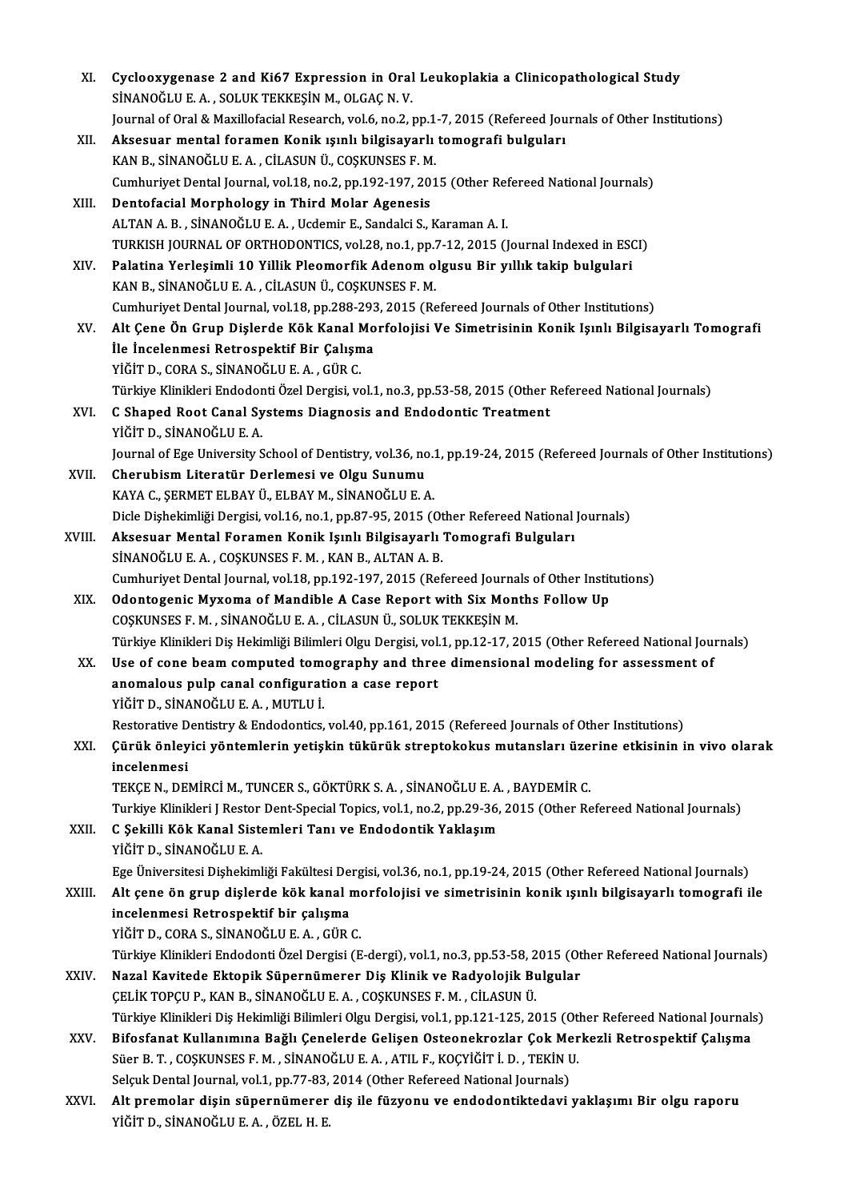XI. **Cyclooxygenase 2 and Ki67 Expression in Oral Leukoplakia a Clinicopathological Study**
SİNANOĞLU E. A. , SOLUK TEKKEŞİN M., OLGAÇ N. V.
Journal of Oral & Maxillofacial Research, vol.6, no.2, pp.1-7, 2015 (Refereed Journals of Other Institutions)

XII. **Aksesuar mental foramen Konik ışınlı bilgisayarlı tomografi bulguları**
KAN B., SİNANOĞLU E. A. , CİLASUN Ü., COŞKUNSES F. M.
Cumhuriyet Dental Journal, vol.18, no.2, pp.192-197, 2015 (Other Refereed National Journals)

XIII. **Dentofacial Morphology in Third Molar Agenesis**
ALTAN A. B. , SİNANOĞLU E. A. , Ucdemir E., Sandalci S., Karaman A. I.
TURKISH JOURNAL OF ORTHODONTICS, vol.28, no.1, pp.7-12, 2015 (Journal Indexed in ESCI)

XIV. **Palatina Yerleşimli 10 Yillik Pleomorfik Adenom olgusu Bir yıllık takip bulgulari**
KAN B., SİNANOĞLU E. A. , CİLASUN Ü., COŞKUNSES F. M.
Cumhuriyet Dental Journal, vol.18, pp.288-293, 2015 (Refereed Journals of Other Institutions)

XV. **Alt Çene Ön Grup Dişlerde Kök Kanal Morfolojisi Ve Simetrisinin Konik Işınlı Bilgisayarlı Tomografi İle İncelenmesi Retrospektif Bir Çalışma**
YİĞİT D., CORA S., SİNANOĞLU E. A. , GÜR C.
Türkiye Klinikleri Endodonti Özel Dergisi, vol.1, no.3, pp.53-58, 2015 (Other Refereed National Journals)

XVI. **C Shaped Root Canal Systems Diagnosis and Endodontic Treatment**
YİĞİT D., SİNANOĞLU E. A.
Journal of Ege University School of Dentistry, vol.36, no.1, pp.19-24, 2015 (Refereed Journals of Other Institutions)

XVII. **Cherubism Literatür Derlemesi ve Olgu Sunumu**
KAYA C., ŞERMET ELBAY Ü., ELBAY M., SİNANOĞLU E. A.
Dicle Dişhekimliği Dergisi, vol.16, no.1, pp.87-95, 2015 (Other Refereed National Journals)

XVIII. **Aksesuar Mental Foramen Konik Işınlı Bilgisayarlı Tomografi Bulguları**
SİNANOĞLU E. A. , COŞKUNSES F. M. , KAN B., ALTAN A. B.
Cumhuriyet Dental Journal, vol.18, pp.192-197, 2015 (Refereed Journals of Other Institutions)

XIX. **Odontogenic Myxoma of Mandible A Case Report with Six Months Follow Up**
COŞKUNSES F. M. , SİNANOĞLU E. A. , CİLASUN Ü., SOLUK TEKKEŞİN M.
Türkiye Klinikleri Diş Hekimliği Bilimleri Olgu Dergisi, vol.1, pp.12-17, 2015 (Other Refereed National Journals)

XX. **Use of cone beam computed tomography and three dimensional modeling for assessment of anomalous pulp canal configuration a case report**
YİĞİT D., SİNANOĞLU E. A. , MUTLU İ.
Restorative Dentistry & Endodontics, vol.40, pp.161, 2015 (Refereed Journals of Other Institutions)

XXI. **Çürük önleyici yöntemlerin yetişkin tükürük streptokokus mutansları üzerine etkisinin in vivo olarak incelenmesi**
TEKÇE N., DEMİRCİ M., TUNCER S., GÖKTÜRK S. A. , SİNANOĞLU E. A. , BAYDEMİR C.
Turkiye Klinikleri J Restor Dent-Special Topics, vol.1, no.2, pp.29-36, 2015 (Other Refereed National Journals)

XXII. **C Şekilli Kök Kanal Sistemleri Tanı ve Endodontik Yaklaşım**
YİĞİT D., SİNANOĞLU E. A.
Ege Üniversitesi Dişhekimliği Fakültesi Dergisi, vol.36, no.1, pp.19-24, 2015 (Other Refereed National Journals)

XXIII. **Alt çene ön grup dişlerde kök kanal morfolojisi ve simetrisinin konik ışınlı bilgisayarlı tomografi ile incelenmesi Retrospektif bir çalışma**
YİĞİT D., CORA S., SİNANOĞLU E. A. , GÜR C.
Türkiye Klinikleri Endodonti Özel Dergisi (E-dergi), vol.1, no.3, pp.53-58, 2015 (Other Refereed National Journals)

XXIV. **Nazal Kavitede Ektopik Süpernümerer Diş Klinik ve Radyolojik Bulgular**
ÇELİK TOPÇU P., KAN B., SİNANOĞLU E. A. , COŞKUNSES F. M. , CİLASUN Ü.
Türkiye Klinikleri Diş Hekimliği Bilimleri Olgu Dergisi, vol.1, pp.121-125, 2015 (Other Refereed National Journals)

XXV. **Bifosfanat Kullanımına Bağlı Çenelerde Gelişen Osteonekrozlar Çok Merkezli Retrospektif Çalışma**
Süer B. T. , COŞKUNSES F. M. , SİNANOĞLU E. A. , ATIL F., KOÇYİĞİT İ. D. , TEKİN U.
Selçuk Dental Journal, vol.1, pp.77-83, 2014 (Other Refereed National Journals)

XXVI. **Alt premolar dişin süpernümerer diş ile füzyonu ve endodontiktedavi yaklaşımı Bir olgu raporu**
YİĞİT D., SİNANOĞLU E. A. , ÖZEL H. E.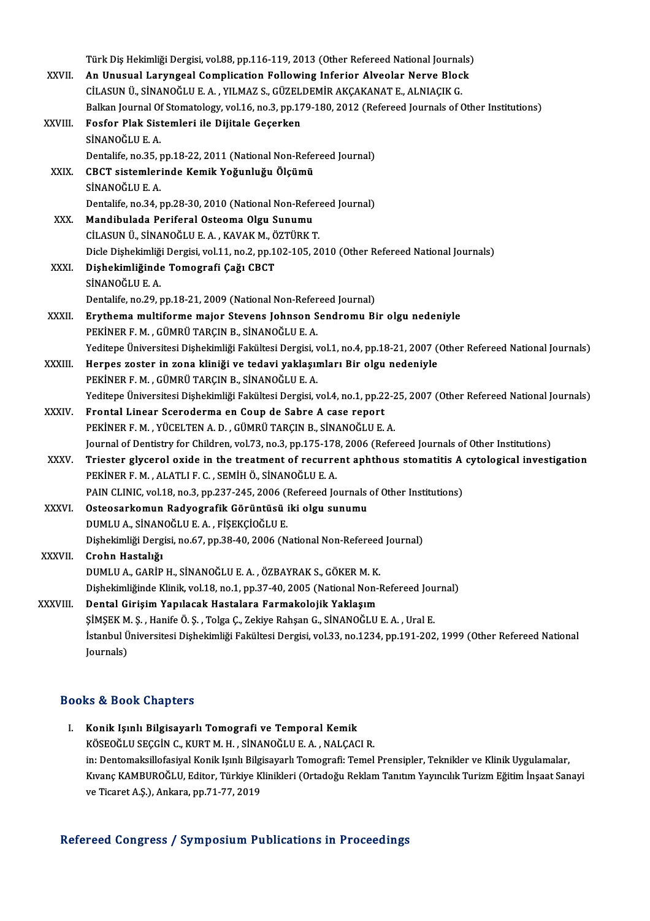Türk Diş Hekimliği Dergisi, vol.88, pp.116-119, 2013 (Other Refereed National Journals)

XXVII. **An Unusual Laryngeal Complication Following Inferior Alveolar Nerve Block**
CİLASUN Ü., SİNANOĞLU E. A. , YILMAZ S., GÜZELDEMİR AKÇAKANAT E., ALNIAÇIK G.
Balkan Journal Of Stomatology, vol.16, no.3, pp.179-180, 2012 (Refereed Journals of Other Institutions)

XXVIII. **Fosfor Plak Sistemleri ile Dijitale Geçerken**
SİNANOĞLU E. A.
Dentalife, no.35, pp.18-22, 2011 (National Non-Refereed Journal)

XXIX. **CBCT sistemlerinde Kemik Yoğunluğu Ölçümü**
SİNANOĞLU E. A.
Dentalife, no.34, pp.28-30, 2010 (National Non-Refereed Journal)

XXX. **Mandibulada Periferal Osteoma Olgu Sunumu**
CİLASUN Ü., SİNANOĞLU E. A. , KAVAK M., ÖZTÜRK T.
Dicle Dişhekimliği Dergisi, vol.11, no.2, pp.102-105, 2010 (Other Refereed National Journals)

XXXI. **Dişhekimliğinde Tomografi Çağı CBCT**
SİNANOĞLU E. A.
Dentalife, no.29, pp.18-21, 2009 (National Non-Refereed Journal)

XXXII. **Erythema multiforme major Stevens Johnson Sendromu Bir olgu nedeniyle**
PEKİNER F. M. , GÜMRÜ TARÇIN B., SİNANOĞLU E. A.
Yeditepe Üniversitesi Dişhekimliği Fakültesi Dergisi, vol.1, no.4, pp.18-21, 2007 (Other Refereed National Journals)

XXXIII. **Herpes zoster in zona kliniği ve tedavi yaklaşımları Bir olgu nedeniyle**
PEKİNER F. M. , GÜMRÜ TARÇIN B., SİNANOĞLU E. A.
Yeditepe Üniversitesi Dişhekimliği Fakültesi Dergisi, vol.4, no.1, pp.22-25, 2007 (Other Refereed National Journals)

XXXIV. **Frontal Linear Sceroderma en Coup de Sabre A case report**
PEKİNER F. M. , YÜCELTEN A. D. , GÜMRÜ TARÇIN B., SİNANOĞLU E. A.
Journal of Dentistry for Children, vol.73, no.3, pp.175-178, 2006 (Refereed Journals of Other Institutions)

XXXV. **Triester glycerol oxide in the treatment of recurrent aphthous stomatitis A cytological investigation**
PEKİNER F. M. , ALATLI F. C. , SEMİH Ö., SİNANOĞLU E. A.
PAIN CLINIC, vol.18, no.3, pp.237-245, 2006 (Refereed Journals of Other Institutions)

XXXVI. **Osteosarkomun Radyografik Görüntüsü iki olgu sunumu**
DUMLU A., SİNANOĞLU E. A. , FİŞEKÇİOĞLU E.
Dişhekimliği Dergisi, no.67, pp.38-40, 2006 (National Non-Refereed Journal)

XXXVII. **Crohn Hastalığı**
DUMLU A., GARİP H., SİNANOĞLU E. A. , ÖZBAYRAK S., GÖKER M. K.
Dişhekimliğinde Klinik, vol.18, no.1, pp.37-40, 2005 (National Non-Refereed Journal)

XXXVIII. **Dental Girişim Yapılacak Hastalara Farmakolojik Yaklaşım**
ŞİMŞEK M. Ş. , Hanife Ö. Ş. , Tolga Ç., Zekiye Rahşan G., SİNANOĞLU E. A. , Ural E.
İstanbul Üniversitesi Dişhekimliği Fakültesi Dergisi, vol.33, no.1234, pp.191-202, 1999 (Other Refereed National Journals)

## Books & Book Chapters

I. **Konik Işınlı Bilgisayarlı Tomografi ve Temporal Kemik**
KÖSEOĞLU SEÇGİN C., KURT M. H. , SİNANOĞLU E. A. , NALÇACI R.
in: Dentomaksillofasiyal Konik Işınlı Bilgisayarlı Tomografi: Temel Prensipler, Teknikler ve Klinik Uygulamalar, Kıvanç KAMBUROĞLU, Editor, Türkiye Klinikleri (Ortadoğu Reklam Tanıtım Yayıncılık Turizm Eğitim İnşaat Sanayi ve Ticaret A.Ş.), Ankara, pp.71-77, 2019

## Refereed Congress / Symposium Publications in Proceedings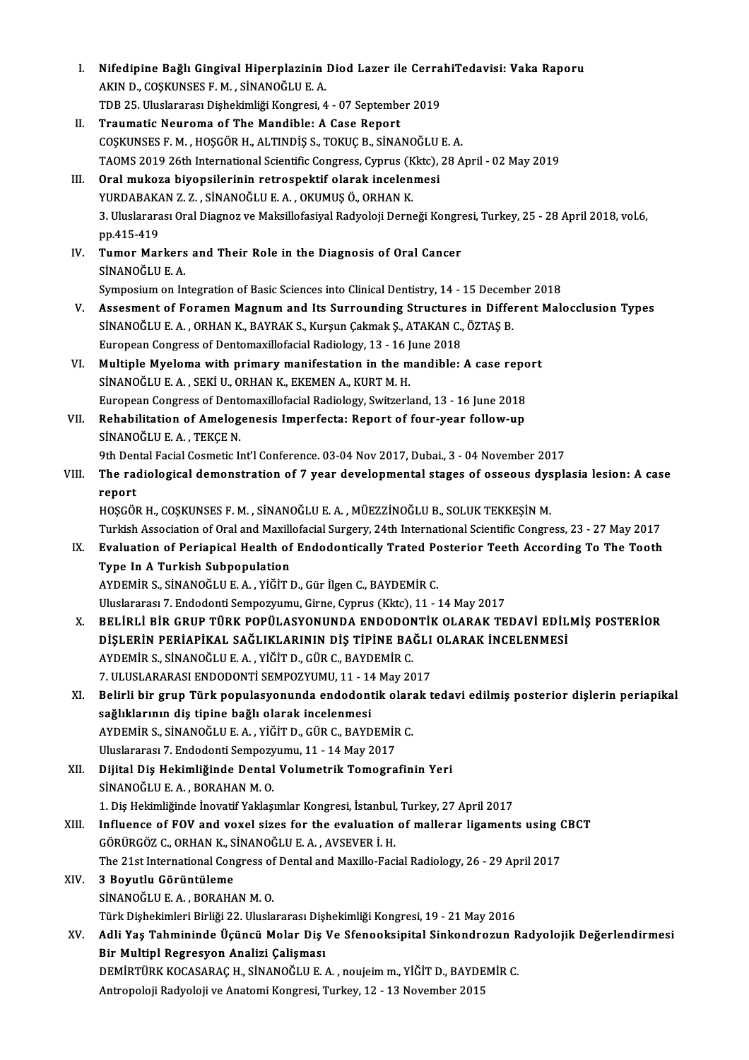I. **Nifedipine Bağlı Gingival Hiperplazinin Diod Lazer ile CerrahiTedavisi: Vaka Raporu**
AKIN D., COŞKUNSES F. M. , SİNANOĞLU E. A.
TDB 25. Uluslararası Dişhekimliği Kongresi, 4 - 07 September 2019

II. **Traumatic Neuroma of The Mandible: A Case Report**
COŞKUNSES F. M. , HOŞGÖR H., ALTINDİŞ S., TOKUÇ B., SİNANOĞLU E. A.
TAOMS 2019 26th International Scientific Congress, Cyprus (Kktc), 28 April - 02 May 2019

III. **Oral mukoza biyopsilerinin retrospektif olarak incelenmesi**
YURDABAKAN Z. Z. , SİNANOĞLU E. A. , OKUMUŞ Ö., ORHAN K.
3. Uluslararası Oral Diagnoz ve Maksillofasiyal Radyoloji Derneği Kongresi, Turkey, 25 - 28 April 2018, vol.6, pp.415-419

IV. **Tumor Markers and Their Role in the Diagnosis of Oral Cancer**
SİNANOĞLU E. A.
Symposium on Integration of Basic Sciences into Clinical Dentistry, 14 - 15 December 2018

V. **Assesment of Foramen Magnum and Its Surrounding Structures in Different Malocclusion Types**
SİNANOĞLU E. A. , ORHAN K., BAYRAK S., Kurşun Çakmak Ş., ATAKAN C., ÖZTAŞ B.
European Congress of Dentomaxillofacial Radiology, 13 - 16 June 2018

VI. **Multiple Myeloma with primary manifestation in the mandible: A case report**
SİNANOĞLU E. A. , SEKİ U., ORHAN K., EKEMEN A., KURT M. H.
European Congress of Dentomaxillofacial Radiology, Switzerland, 13 - 16 June 2018

VII. **Rehabilitation of Amelogenesis Imperfecta: Report of four-year follow-up**
SİNANOĞLU E. A. , TEKÇE N.
9th Dental Facial Cosmetic Int'l Conference. 03-04 Nov 2017, Dubai., 3 - 04 November 2017

VIII. **The radiological demonstration of 7 year developmental stages of osseous dysplasia lesion: A case report**
HOŞGÖR H., COŞKUNSES F. M. , SİNANOĞLU E. A. , MÜEZZİNOĞLU B., SOLUK TEKKEŞİN M.
Turkish Association of Oral and Maxillofacial Surgery, 24th International Scientific Congress, 23 - 27 May 2017

IX. **Evaluation of Periapical Health of Endodontically Trated Posterior Teeth According To The Tooth Type In A Turkish Subpopulation**
AYDEMİR S., SİNANOĞLU E. A. , YİĞİT D., Gür İlgen C., BAYDEMİR C.
Uluslararası 7. Endodonti Sempozyumu, Girne, Cyprus (Kktc), 11 - 14 May 2017

X. **BELİRLİ BİR GRUP TÜRK POPÜLASYONUNDA ENDODONTİK OLARAK TEDAVİ EDİLMİŞ POSTERİOR DİŞLERİN PERİAPİKAL SAĞLIKLARININ DİŞ TİPİNE BAĞLI OLARAK İNCELENMESİ**
AYDEMİR S., SİNANOĞLU E. A. , YİĞİT D., GÜR C., BAYDEMİR C.
7. ULUSLARARASI ENDODONTİ SEMPOZYUMU, 11 - 14 May 2017

XI. **Belirli bir grup Türk populasyonunda endodontik olarak tedavi edilmiş posterior dişlerin periapikal sağlıklarının diş tipine bağlı olarak incelenmesi**
AYDEMİR S., SİNANOĞLU E. A. , YİĞİT D., GÜR C., BAYDEMİR C.
Uluslararası 7. Endodonti Sempozyumu, 11 - 14 May 2017

XII. **Dijital Diş Hekimliğinde Dental Volumetrik Tomografinin Yeri**
SİNANOĞLU E. A. , BORAHAN M. O.
1. Diş Hekimliğinde İnovatif Yaklaşımlar Kongresi, İstanbul, Turkey, 27 April 2017

XIII. **Influence of FOV and voxel sizes for the evaluation of mallerar ligaments using CBCT**
GÖRÜRGÖZ C., ORHAN K., SİNANOĞLU E. A. , AVSEVER İ. H.
The 21st International Congress of Dental and Maxillo-Facial Radiology, 26 - 29 April 2017

XIV. **3 Boyutlu Görüntüleme**
SİNANOĞLU E. A. , BORAHAN M. O.
Türk Dişhekimleri Birliği 22. Uluslararası Dişhekimliği Kongresi, 19 - 21 May 2016

XV. **Adli Yaş Tahmininde Üçüncü Molar Diş Ve Sfenooksipital Sinkondrozun Radyolojik Değerlendirmesi Bir Multipl Regresyon Analizi Çalışması**
DEMİRTÜRK KOCASARAÇ H., SİNANOĞLU E. A. , noujeim m., YİĞİT D., BAYDEMİR C.
Antropoloji Radyoloji ve Anatomi Kongresi, Turkey, 12 - 13 November 2015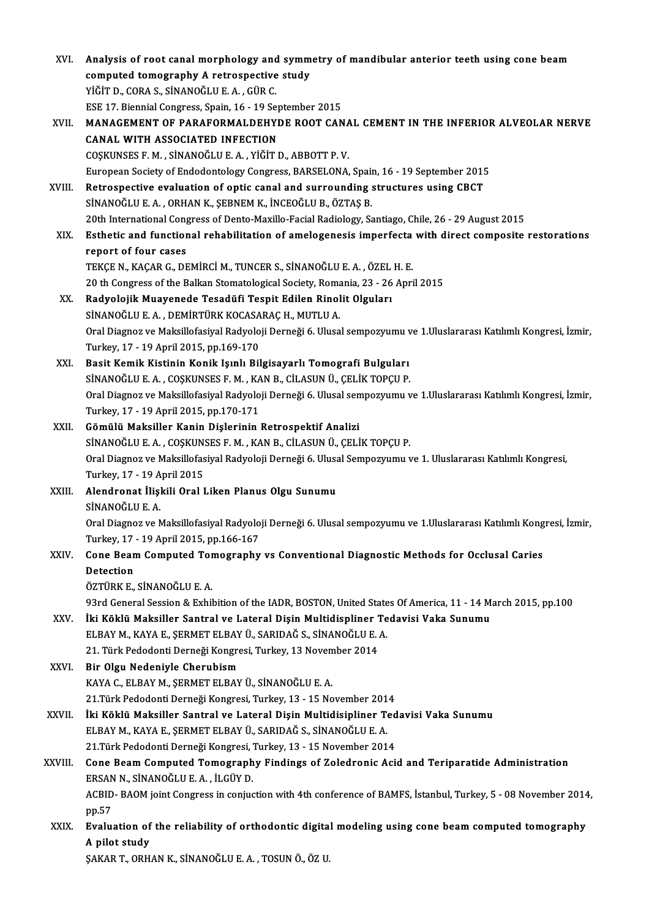XVI. **Analysis of root canal morphology and symmetry of mandibular anterior teeth using cone beam computed tomography A retrospective study**
YİĞİT D., CORA S., SİNANOĞLU E. A. , GÜR C.
ESE 17. Biennial Congress, Spain, 16 - 19 September 2015

XVII. **MANAGEMENT OF PARAFORMALDEHYDE ROOT CANAL CEMENT IN THE INFERIOR ALVEOLAR NERVE CANAL WITH ASSOCIATED INFECTION**
COŞKUNSES F. M. , SİNANOĞLU E. A. , YİĞİT D., ABBOTT P. V.
European Society of Endodontology Congress, BARSELONA, Spain, 16 - 19 September 2015

XVIII. **Retrospective evaluation of optic canal and surrounding structures using CBCT**
SİNANOĞLU E. A. , ORHAN K., ŞEBNEM K., İNCEOĞLU B., ÖZTAŞ B.
20th International Congress of Dento-Maxillo-Facial Radiology, Santiago, Chile, 26 - 29 August 2015

XIX. **Esthetic and functional rehabilitation of amelogenesis imperfecta with direct composite restorations report of four cases**
TEKÇE N., KAÇAR G., DEMİRCİ M., TUNCER S., SİNANOĞLU E. A. , ÖZEL H. E.
20 th Congress of the Balkan Stomatological Society, Romania, 23 - 26 April 2015

XX. **Radyolojik Muayenede Tesadüfi Tespit Edilen Rinolit Olguları**
SİNANOĞLU E. A. , DEMİRTÜRK KOCASARAÇ H., MUTLU A.
Oral Diagnoz ve Maksillofasiyal Radyoloji Derneği 6. Ulusal sempozyumu ve 1.Uluslararası Katılımlı Kongresi, İzmir, Turkey, 17 - 19 April 2015, pp.169-170

XXI. **Basit Kemik Kistinin Konik Işınlı Bilgisayarlı Tomografi Bulguları**
SİNANOĞLU E. A. , COŞKUNSES F. M. , KAN B., CİLASUN Ü., ÇELİK TOPÇU P.
Oral Diagnoz ve Maksillofasiyal Radyoloji Derneği 6. Ulusal sempozyumu ve 1.Uluslararası Katılımlı Kongresi, İzmir, Turkey, 17 - 19 April 2015, pp.170-171

XXII. **Gömülü Maksiller Kanin Dişlerinin Retrospektif Analizi**
SİNANOĞLU E. A. , COŞKUNSES F. M. , KAN B., CİLASUN Ü., ÇELİK TOPÇU P.
Oral Diagnoz ve Maksillofasiyal Radyoloji Derneği 6. Ulusal Sempozyumu ve 1. Uluslararası Katılımlı Kongresi, Turkey, 17 - 19 April 2015

XXIII. **Alendronat İlişkili Oral Liken Planus Olgu Sunumu**
SİNANOĞLU E. A.
Oral Diagnoz ve Maksillofasiyal Radyoloji Derneği 6. Ulusal sempozyumu ve 1.Uluslararası Katılımlı Kongresi, İzmir, Turkey, 17 - 19 April 2015, pp.166-167

XXIV. **Cone Beam Computed Tomography vs Conventional Diagnostic Methods for Occlusal Caries Detection**
ÖZTÜRK E., SİNANOĞLU E. A.
93rd General Session & Exhibition of the IADR, BOSTON, United States Of America, 11 - 14 March 2015, pp.100

XXV. **İki Köklü Maksiller Santral ve Lateral Dişin Multidispliner Tedavisi Vaka Sunumu**
ELBAY M., KAYA E., ŞERMET ELBAY Ü., SARIDAĞ S., SİNANOĞLU E. A.
21. Türk Pedodonti Derneği Kongresi, Turkey, 13 November 2014

XXVI. **Bir Olgu Nedeniyle Cherubism**
KAYA C., ELBAY M., ŞERMET ELBAY Ü., SİNANOĞLU E. A.
21.Türk Pedodonti Derneği Kongresi, Turkey, 13 - 15 November 2014

XXVII. **İki Köklü Maksiller Santral ve Lateral Dişin Multidisipliner Tedavisi Vaka Sunumu**
ELBAY M., KAYA E., ŞERMET ELBAY Ü., SARIDAĞ S., SİNANOĞLU E. A.
21.Türk Pedodonti Derneği Kongresi, Turkey, 13 - 15 November 2014

XXVIII. **Cone Beam Computed Tomography Findings of Zoledronic Acid and Teriparatide Administration**
ERSAN N., SİNANOĞLU E. A. , İLGÜY D.
ACBID- BAOM joint Congress in conjuction with 4th conference of BAMFS, İstanbul, Turkey, 5 - 08 November 2014, pp.57

XXIX. **Evaluation of the reliability of orthodontic digital modeling using cone beam computed tomography A pilot study**
ŞAKAR T., ORHAN K., SİNANOĞLU E. A. , TOSUN Ö., ÖZ U.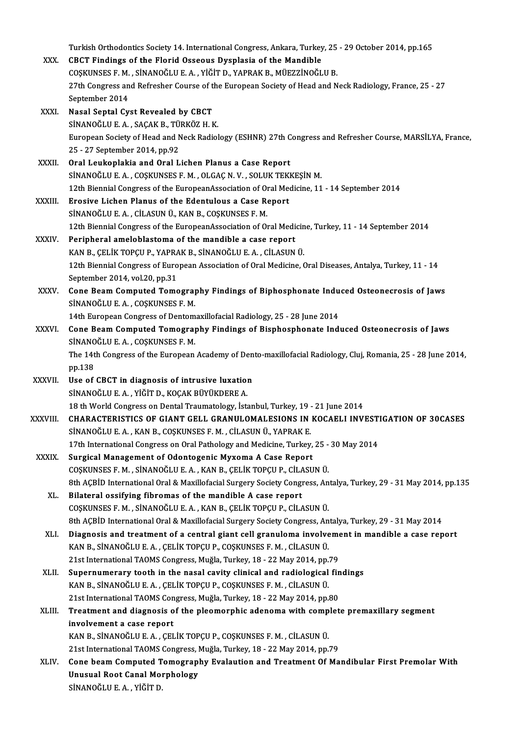Turkish Orthodontics Society 14. International Congress, Ankara, Turkey, 25 - 29 October 2014, pp.165

XXX. **CBCT Findings of the Florid Osseous Dysplasia of the Mandible**
COŞKUNSES F. M. , SİNANOĞLU E. A. , YİĞİT D., YAPRAK B., MÜEZZİNOĞLU B.
27th Congress and Refresher Course of the European Society of Head and Neck Radiology, France, 25 - 27 September 2014

XXXI. **Nasal Septal Cyst Revealed by CBCT**
SİNANOĞLU E. A. , SAÇAK B., TÜRKÖZ H. K.
European Society of Head and Neck Radiology (ESHNR) 27th Congress and Refresher Course, MARSİLYA, France, 25 - 27 September 2014, pp.92

XXXII. **Oral Leukoplakia and Oral Lichen Planus a Case Report**
SİNANOĞLU E. A. , COŞKUNSES F. M. , OLGAÇ N. V. , SOLUK TEKKEŞİN M.
12th Biennial Congress of the EuropeanAssociation of Oral Medicine, 11 - 14 September 2014

XXXIII. **Erosive Lichen Planus of the Edentulous a Case Report**
SİNANOĞLU E. A. , CİLASUN Ü., KAN B., COŞKUNSES F. M.
12th Biennial Congress of the EuropeanAssociation of Oral Medicine, Turkey, 11 - 14 September 2014

XXXIV. **Peripheral ameloblastoma of the mandible a case report**
KAN B., ÇELİK TOPÇU P., YAPRAK B., SİNANOĞLU E. A. , CİLASUN Ü.
12th Biennial Congress of European Association of Oral Medicine, Oral Diseases, Antalya, Turkey, 11 - 14 September 2014, vol.20, pp.31

XXXV. **Cone Beam Computed Tomography Findings of Biphosphonate Induced Osteonecrosis of Jaws**
SİNANOĞLU E. A. , COŞKUNSES F. M.
14th European Congress of Dentomaxillofacial Radiology, 25 - 28 June 2014

XXXVI. **Cone Beam Computed Tomography Findings of Bisphosphonate Induced Osteonecrosis of Jaws**
SİNANOĞLU E. A. , COŞKUNSES F. M.
The 14th Congress of the European Academy of Dento-maxillofacial Radiology, Cluj, Romania, 25 - 28 June 2014, pp.138

XXXVII. **Use of CBCT in diagnosis of intrusive luxation**
SİNANOĞLU E. A. , YİĞİT D., KOÇAK BÜYÜKDERE A.
18 th World Congress on Dental Traumatology, İstanbul, Turkey, 19 - 21 June 2014

XXXVIII. **CHARACTERISTICS OF GIANT GELL GRANULOMALESIONS IN KOCAELI INVESTIGATION OF 30CASES**
SİNANOĞLU E. A. , KAN B., COŞKUNSES F. M. , CİLASUN Ü., YAPRAK E.
17th International Congress on Oral Pathology and Medicine, Turkey, 25 - 30 May 2014

XXXIX. **Surgical Management of Odontogenic Myxoma A Case Report**
COŞKUNSES F. M. , SİNANOĞLU E. A. , KAN B., ÇELİK TOPÇU P., CİLASUN Ü.
8th AÇBİD International Oral & Maxillofacial Surgery Society Congress, Antalya, Turkey, 29 - 31 May 2014, pp.135

XL. **Bilateral ossifying fibromas of the mandible A case report**
COŞKUNSES F. M. , SİNANOĞLU E. A. , KAN B., ÇELİK TOPÇU P., CİLASUN Ü.
8th AÇBİD International Oral & Maxillofacial Surgery Society Congress, Antalya, Turkey, 29 - 31 May 2014

XLI. **Diagnosis and treatment of a central giant cell granuloma involvement in mandible a case report**
KAN B., SİNANOĞLU E. A. , ÇELİK TOPÇU P., COŞKUNSES F. M. , CİLASUN Ü.
21st International TAOMS Congress, Muğla, Turkey, 18 - 22 May 2014, pp.79

XLII. **Supernumerary tooth in the nasal cavity clinical and radiological findings**
KAN B., SİNANOĞLU E. A. , ÇELİK TOPÇU P., COŞKUNSES F. M. , CİLASUN Ü.
21st International TAOMS Congress, Muğla, Turkey, 18 - 22 May 2014, pp.80

XLIII. **Treatment and diagnosis of the pleomorphic adenoma with complete premaxillary segment involvement a case report**
KAN B., SİNANOĞLU E. A. , ÇELİK TOPÇU P., COŞKUNSES F. M. , CİLASUN Ü.
21st International TAOMS Congress, Muğla, Turkey, 18 - 22 May 2014, pp.79

XLIV. **Cone beam Computed Tomography Evalaution and Treatment Of Mandibular First Premolar With Unusual Root Canal Morphology**
SİNANOĞLU E. A. , YİĞİT D.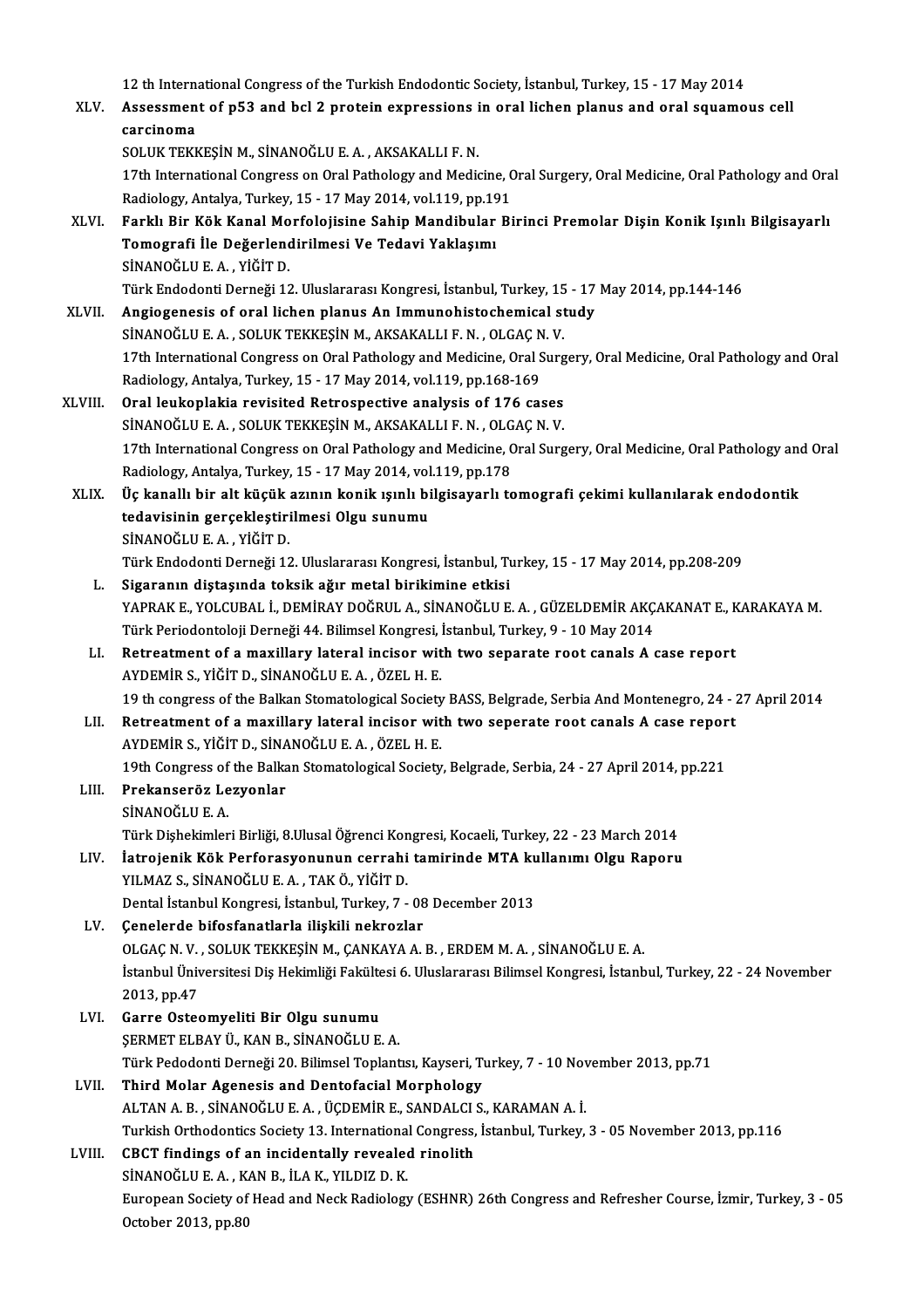12 th International Congress of the Turkish Endodontic Society, İstanbul, Turkey, 15 - 17 May 2014

XLV. **Assessment of p53 and bcl 2 protein expressions in oral lichen planus and oral squamous cell carcinoma**
SOLUK TEKKEŞİN M., SİNANOĞLU E. A. , AKSAKALLI F. N.
17th International Congress on Oral Pathology and Medicine, Oral Surgery, Oral Medicine, Oral Pathology and Oral Radiology, Antalya, Turkey, 15 - 17 May 2014, vol.119, pp.191

XLVI. **Farklı Bir Kök Kanal Morfolojisine Sahip Mandibular Birinci Premolar Dişin Konik Işınlı Bilgisayarlı Tomografi İle Değerlendirilmesi Ve Tedavi Yaklaşımı**
SİNANOĞLU E. A. , YİĞİT D.
Türk Endodonti Derneği 12. Uluslararası Kongresi, İstanbul, Turkey, 15 - 17 May 2014, pp.144-146

XLVII. **Angiogenesis of oral lichen planus An Immunohistochemical study**
SİNANOĞLU E. A. , SOLUK TEKKEŞİN M., AKSAKALLI F. N. , OLGAÇ N. V.
17th International Congress on Oral Pathology and Medicine, Oral Surgery, Oral Medicine, Oral Pathology and Oral Radiology, Antalya, Turkey, 15 - 17 May 2014, vol.119, pp.168-169

XLVIII. **Oral leukoplakia revisited Retrospective analysis of 176 cases**
SİNANOĞLU E. A. , SOLUK TEKKEŞİN M., AKSAKALLI F. N. , OLGAÇ N. V.
17th International Congress on Oral Pathology and Medicine, Oral Surgery, Oral Medicine, Oral Pathology and Oral Radiology, Antalya, Turkey, 15 - 17 May 2014, vol.119, pp.178

XLIX. **Üç kanallı bir alt küçük azının konik ışınlı bilgisayarlı tomografi çekimi kullanılarak endodontik tedavisinin gerçekleştirilmesi Olgu sunumu**
SİNANOĞLU E. A. , YİĞİT D.
Türk Endodonti Derneği 12. Uluslararası Kongresi, İstanbul, Turkey, 15 - 17 May 2014, pp.208-209

L. **Sigaranın diştaşında toksik ağır metal birikimine etkisi**
YAPRAK E., YOLCUBAL İ., DEMİRAY DOĞRUL A., SİNANOĞLU E. A. , GÜZELDEMİR AKÇAKANAT E., KARAKAYA M.
Türk Periodontoloji Derneği 44. Bilimsel Kongresi, İstanbul, Turkey, 9 - 10 May 2014

LI. **Retreatment of a maxillary lateral incisor with two separate root canals A case report**
AYDEMİR S., YİĞİT D., SİNANOĞLU E. A. , ÖZEL H. E.
19 th congress of the Balkan Stomatological Society BASS, Belgrade, Serbia And Montenegro, 24 - 27 April 2014

LII. **Retreatment of a maxillary lateral incisor with two seperate root canals A case report**
AYDEMİR S., YİĞİT D., SİNANOĞLU E. A. , ÖZEL H. E.
19th Congress of the Balkan Stomatological Society, Belgrade, Serbia, 24 - 27 April 2014, pp.221

LIII. **Prekanseröz Lezyonlar**
SİNANOĞLU E. A.
Türk Dişhekimleri Birliği, 8.Ulusal Öğrenci Kongresi, Kocaeli, Turkey, 22 - 23 March 2014

LIV. **İatrojenik Kök Perforasyonunun cerrahi tamirinde MTA kullanımı Olgu Raporu**
YILMAZ S., SİNANOĞLU E. A. , TAK Ö., YİĞİT D.
Dental İstanbul Kongresi, İstanbul, Turkey, 7 - 08 December 2013

LV. **Çenelerde bifosfanatlarla ilişkili nekrozlar**
OLGAÇ N. V. , SOLUK TEKKEŞİN M., ÇANKAYA A. B. , ERDEM M. A. , SİNANOĞLU E. A.
İstanbul Üniversitesi Diş Hekimliği Fakültesi 6. Uluslararası Bilimsel Kongresi, İstanbul, Turkey, 22 - 24 November 2013, pp.47

LVI. **Garre Osteomyeliti Bir Olgu sunumu**
ŞERMET ELBAY Ü., KAN B., SİNANOĞLU E. A.
Türk Pedodonti Derneği 20. Bilimsel Toplantısı, Kayseri, Turkey, 7 - 10 November 2013, pp.71

LVII. **Third Molar Agenesis and Dentofacial Morphology**
ALTAN A. B. , SİNANOĞLU E. A. , ÜÇDEMİR E., SANDALCI S., KARAMAN A. İ.
Turkish Orthodontics Society 13. International Congress, İstanbul, Turkey, 3 - 05 November 2013, pp.116

LVIII. **CBCT findings of an incidentally revealed rinolith**
SİNANOĞLU E. A. , KAN B., İLA K., YILDIZ D. K.
European Society of Head and Neck Radiology (ESHNR) 26th Congress and Refresher Course, İzmir, Turkey, 3 - 05 October 2013, pp.80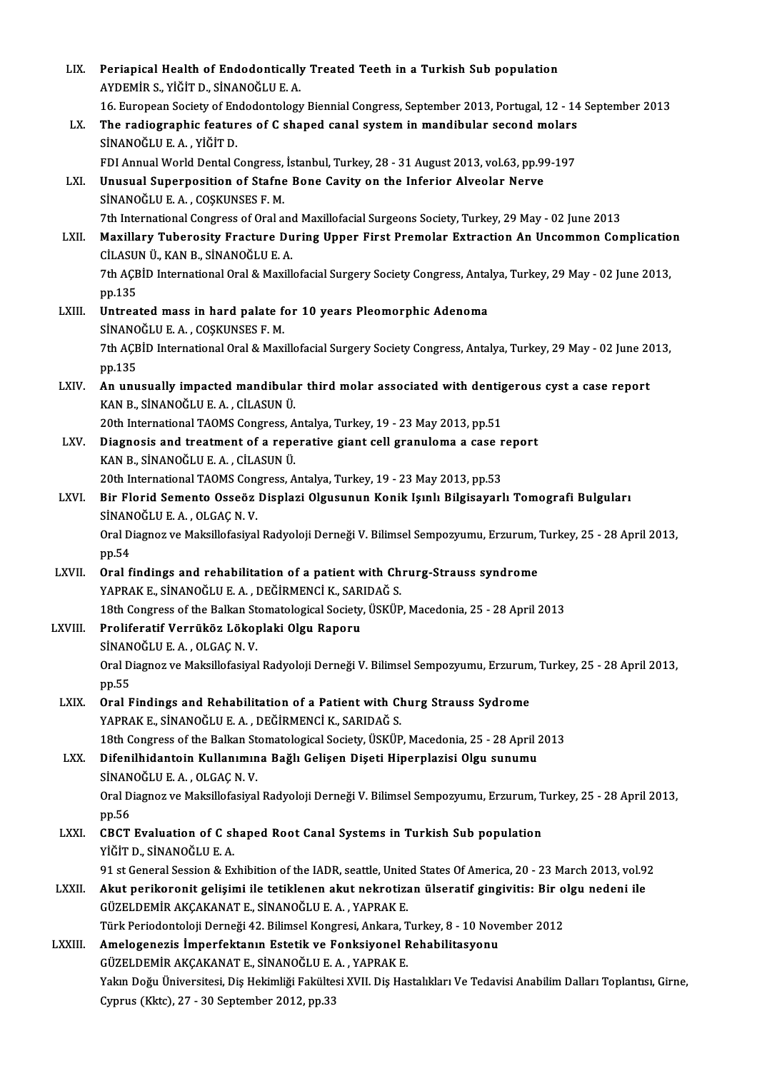LIX. **Periapical Health of Endodontically Treated Teeth in a Turkish Sub population**
AYDEMİR S., YİĞİT D., SİNANOĞLU E. A.
16. European Society of Endodontology Biennial Congress, September 2013, Portugal, 12 - 14 September 2013

LX. **The radiographic features of C shaped canal system in mandibular second molars**
SİNANOĞLU E. A. , YİĞİT D.
FDI Annual World Dental Congress, İstanbul, Turkey, 28 - 31 August 2013, vol.63, pp.99-197

LXI. **Unusual Superposition of Stafne Bone Cavity on the Inferior Alveolar Nerve**
SİNANOĞLU E. A. , COŞKUNSES F. M.
7th International Congress of Oral and Maxillofacial Surgeons Society, Turkey, 29 May - 02 June 2013

LXII. **Maxillary Tuberosity Fracture During Upper First Premolar Extraction An Uncommon Complication**
CİLASUN Ü., KAN B., SİNANOĞLU E. A.
7th AÇBİD International Oral & Maxillofacial Surgery Society Congress, Antalya, Turkey, 29 May - 02 June 2013, pp.135

LXIII. **Untreated mass in hard palate for 10 years Pleomorphic Adenoma**
SİNANOĞLU E. A. , COŞKUNSES F. M.
7th AÇBİD International Oral & Maxillofacial Surgery Society Congress, Antalya, Turkey, 29 May - 02 June 2013, pp.135

LXIV. **An unusually impacted mandibular third molar associated with dentigerous cyst a case report**
KAN B., SİNANOĞLU E. A. , CİLASUN Ü.
20th International TAOMS Congress, Antalya, Turkey, 19 - 23 May 2013, pp.51

LXV. **Diagnosis and treatment of a reperative giant cell granuloma a case report**
KAN B., SİNANOĞLU E. A. , CİLASUN Ü.
20th International TAOMS Congress, Antalya, Turkey, 19 - 23 May 2013, pp.53

LXVI. **Bir Florid Semento Osseöz Displazi Olgusunun Konik Işınlı Bilgisayarlı Tomografi Bulguları**
SİNANOĞLU E. A. , OLGAÇ N. V.
Oral Diagnoz ve Maksillofasiyal Radyoloji Derneği V. Bilimsel Sempozyumu, Erzurum, Turkey, 25 - 28 April 2013, pp.54

LXVII. **Oral findings and rehabilitation of a patient with Chrurg-Strauss syndrome**
YAPRAK E., SİNANOĞLU E. A. , DEĞİRMENCİ K., SARIDAĞ S.
18th Congress of the Balkan Stomatological Society, ÜSKÜP, Macedonia, 25 - 28 April 2013

LXVIII. **Proliferatif Verrüköz Lökoplaki Olgu Raporu**
SİNANOĞLU E. A. , OLGAÇ N. V.
Oral Diagnoz ve Maksillofasiyal Radyoloji Derneği V. Bilimsel Sempozyumu, Erzurum, Turkey, 25 - 28 April 2013, pp.55

LXIX. **Oral Findings and Rehabilitation of a Patient with Churg Strauss Sydrome**
YAPRAK E., SİNANOĞLU E. A. , DEĞİRMENCİ K., SARIDAĞ S.
18th Congress of the Balkan Stomatological Society, ÜSKÜP, Macedonia, 25 - 28 April 2013

LXX. **Difenilhidantoin Kullanımına Bağlı Gelişen Dişeti Hiperplazisi Olgu sunumu**
SİNANOĞLU E. A. , OLGAÇ N. V.
Oral Diagnoz ve Maksillofasiyal Radyoloji Derneği V. Bilimsel Sempozyumu, Erzurum, Turkey, 25 - 28 April 2013, pp.56

LXXI. **CBCT Evaluation of C shaped Root Canal Systems in Turkish Sub population**
YİĞİT D., SİNANOĞLU E. A.
91 st General Session & Exhibition of the IADR, seattle, United States Of America, 20 - 23 March 2013, vol.92

LXXII. **Akut perikoronit gelişimi ile tetiklenen akut nekrotizan ülseratif gingivitis: Bir olgu nedeni ile**
GÜZELDEMİR AKÇAKANAT E., SİNANOĞLU E. A. , YAPRAK E.
Türk Periodontoloji Derneği 42. Bilimsel Kongresi, Ankara, Turkey, 8 - 10 November 2012

LXXIII. **Amelogenezis İmperfektanın Estetik ve Fonksiyonel Rehabilitasyonu**
GÜZELDEMİR AKÇAKANAT E., SİNANOĞLU E. A. , YAPRAK E.
Yakın Doğu Üniversitesi, Diş Hekimliği Fakültesi XVII. Diş Hastalıkları Ve Tedavisi Anabilim Dalları Toplantısı, Girne, Cyprus (Kktc), 27 - 30 September 2012, pp.33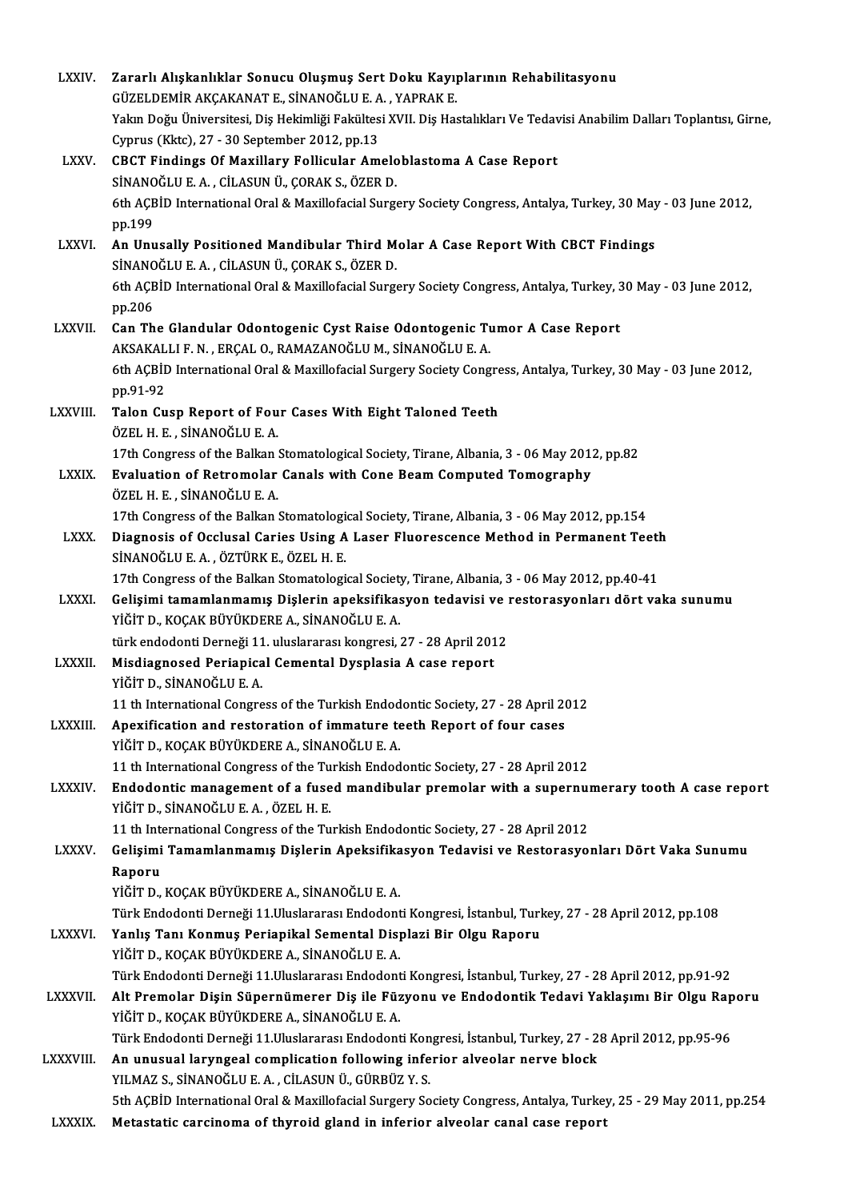LXXIV. **Zararlı Alışkanlıklar Sonucu Oluşmuş Sert Doku Kayıplarının Rehabilitasyonu**
GÜZELDEMİR AKÇAKANAT E., SİNANOĞLU E. A. , YAPRAK E.
Yakın Doğu Üniversitesi, Diş Hekimliği Fakültesi XVII. Diş Hastalıkları Ve Tedavisi Anabilim Dalları Toplantısı, Girne, Cyprus (Kktc), 27 - 30 September 2012, pp.13

LXXV. **CBCT Findings Of Maxillary Follicular Ameloblastoma A Case Report**
SİNANOĞLU E. A. , CİLASUN Ü., ÇORAK S., ÖZER D.
6th AÇBİD International Oral & Maxillofacial Surgery Society Congress, Antalya, Turkey, 30 May - 03 June 2012, pp.199

LXXVI. **An Unusally Positioned Mandibular Third Molar A Case Report With CBCT Findings**
SİNANOĞLU E. A. , CİLASUN Ü., ÇORAK S., ÖZER D.
6th AÇBİD International Oral & Maxillofacial Surgery Society Congress, Antalya, Turkey, 30 May - 03 June 2012, pp.206

LXXVII. **Can The Glandular Odontogenic Cyst Raise Odontogenic Tumor A Case Report**
AKSAKALLI F. N. , ERÇAL O., RAMAZANOĞLU M., SİNANOĞLU E. A.
6th AÇBİD International Oral & Maxillofacial Surgery Society Congress, Antalya, Turkey, 30 May - 03 June 2012, pp.91-92

LXXVIII. **Talon Cusp Report of Four Cases With Eight Taloned Teeth**
ÖZEL H. E. , SİNANOĞLU E. A.
17th Congress of the Balkan Stomatological Society, Tirane, Albania, 3 - 06 May 2012, pp.82

LXXIX. **Evaluation of Retromolar Canals with Cone Beam Computed Tomography**
ÖZEL H. E. , SİNANOĞLU E. A.
17th Congress of the Balkan Stomatological Society, Tirane, Albania, 3 - 06 May 2012, pp.154

LXXX. **Diagnosis of Occlusal Caries Using A Laser Fluorescence Method in Permanent Teeth**
SİNANOĞLU E. A. , ÖZTÜRK E., ÖZEL H. E.
17th Congress of the Balkan Stomatological Society, Tirane, Albania, 3 - 06 May 2012, pp.40-41

LXXXI. **Gelişimi tamamlanmamış Dişlerin apeksifikasyon tedavisi ve restorasyonları dört vaka sunumu**
YİĞİT D., KOÇAK BÜYÜKDERE A., SİNANOĞLU E. A.
türk endodonti Derneği 11. uluslararası kongresi, 27 - 28 April 2012

LXXXII. **Misdiagnosed Periapical Cemental Dysplasia A case report**
YİĞİT D., SİNANOĞLU E. A.
11 th International Congress of the Turkish Endodontic Society, 27 - 28 April 2012

LXXXIII. **Apexification and restoration of immature teeth Report of four cases**
YİĞİT D., KOÇAK BÜYÜKDERE A., SİNANOĞLU E. A.
11 th International Congress of the Turkish Endodontic Society, 27 - 28 April 2012

LXXXIV. **Endodontic management of a fused mandibular premolar with a supernumerary tooth A case report**
YİĞİT D., SİNANOĞLU E. A. , ÖZEL H. E.
11 th International Congress of the Turkish Endodontic Society, 27 - 28 April 2012

LXXXV. **Gelişimi Tamamlanmamış Dişlerin Apeksifikasyon Tedavisi ve Restorasyonları Dört Vaka Sunumu Raporu**
YİĞİT D., KOÇAK BÜYÜKDERE A., SİNANOĞLU E. A.
Türk Endodonti Derneği 11.Uluslararası Endodonti Kongresi, İstanbul, Turkey, 27 - 28 April 2012, pp.108

LXXXVI. **Yanlış Tanı Konmuş Periapikal Semental Displazi Bir Olgu Raporu**
YİĞİT D., KOÇAK BÜYÜKDERE A., SİNANOĞLU E. A.
Türk Endodonti Derneği 11.Uluslararası Endodonti Kongresi, İstanbul, Turkey, 27 - 28 April 2012, pp.91-92

LXXXVII. **Alt Premolar Dişin Süpernümerer Diş ile Füzyonu ve Endodontik Tedavi Yaklaşımı Bir Olgu Raporu**
YİĞİT D., KOÇAK BÜYÜKDERE A., SİNANOĞLU E. A.
Türk Endodonti Derneği 11.Uluslararası Endodonti Kongresi, İstanbul, Turkey, 27 - 28 April 2012, pp.95-96

LXXXVIII. **An unusual laryngeal complication following inferior alveolar nerve block**
YILMAZ S., SİNANOĞLU E. A. , CİLASUN Ü., GÜRBÜZ Y. S.
5th AÇBİD International Oral & Maxillofacial Surgery Society Congress, Antalya, Turkey, 25 - 29 May 2011, pp.254

LXXXIX. **Metastatic carcinoma of thyroid gland in inferior alveolar canal case report**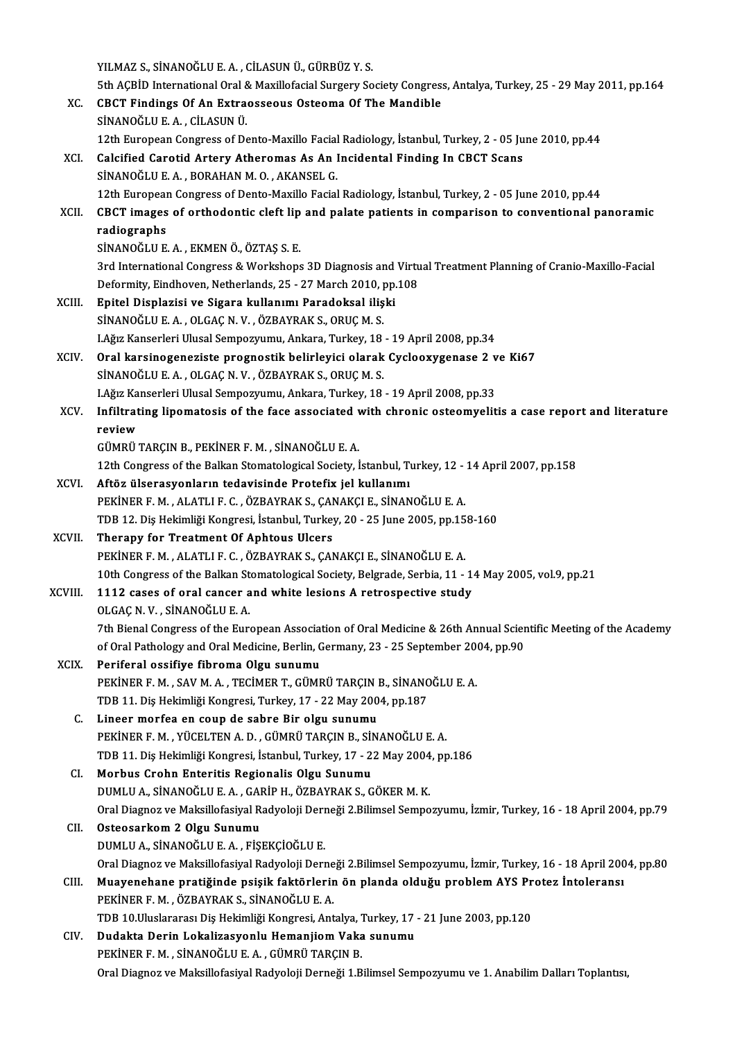YILMAZ S., SİNANOĞLU E. A. , CİLASUN Ü., GÜRBÜZ Y. S.
5th AÇBİD International Oral & Maxillofacial Surgery Society Congress, Antalya, Turkey, 25 - 29 May 2011, pp.164

XC. **CBCT Findings Of An Extraosseous Osteoma Of The Mandible**
SİNANOĞLU E. A. , CİLASUN Ü.
12th European Congress of Dento-Maxillo Facial Radiology, İstanbul, Turkey, 2 - 05 June 2010, pp.44

XCI. **Calcified Carotid Artery Atheromas As An Incidental Finding In CBCT Scans**
SİNANOĞLU E. A. , BORAHAN M. O. , AKANSEL G.
12th European Congress of Dento-Maxillo Facial Radiology, İstanbul, Turkey, 2 - 05 June 2010, pp.44

XCII. **CBCT images of orthodontic cleft lip and palate patients in comparison to conventional panoramic radiographs**
SİNANOĞLU E. A. , EKMEN Ö., ÖZTAŞ S. E.
3rd International Congress & Workshops 3D Diagnosis and Virtual Treatment Planning of Cranio-Maxillo-Facial Deformity, Eindhoven, Netherlands, 25 - 27 March 2010, pp.108

XCIII. **Epitel Displazisi ve Sigara kullanımı Paradoksal ilişki**
SİNANOĞLU E. A. , OLGAÇ N. V. , ÖZBAYRAK S., ORUÇ M. S.
I.Ağız Kanserleri Ulusal Sempozyumu, Ankara, Turkey, 18 - 19 April 2008, pp.34

XCIV. **Oral karsinogeneziste prognostik belirleyici olarak Cyclooxygenase 2 ve Ki67**
SİNANOĞLU E. A. , OLGAÇ N. V. , ÖZBAYRAK S., ORUÇ M. S.
I.Ağız Kanserleri Ulusal Sempozyumu, Ankara, Turkey, 18 - 19 April 2008, pp.33

XCV. **Infiltrating lipomatosis of the face associated with chronic osteomyelitis a case report and literature review**
GÜMRÜ TARÇIN B., PEKİNER F. M. , SİNANOĞLU E. A.
12th Congress of the Balkan Stomatological Society, İstanbul, Turkey, 12 - 14 April 2007, pp.158

XCVI. **Aftöz ülserasyonların tedavisinde Protefix jel kullanımı**
PEKİNER F. M. , ALATLI F. C. , ÖZBAYRAK S., ÇANAKÇI E., SİNANOĞLU E. A.
TDB 12. Diş Hekimliği Kongresi, İstanbul, Turkey, 20 - 25 June 2005, pp.158-160

XCVII. **Therapy for Treatment Of Aphtous Ulcers**
PEKİNER F. M. , ALATLI F. C. , ÖZBAYRAK S., ÇANAKÇI E., SİNANOĞLU E. A.
10th Congress of the Balkan Stomatological Society, Belgrade, Serbia, 11 - 14 May 2005, vol.9, pp.21

XCVIII. **1112 cases of oral cancer and white lesions A retrospective study**
OLGAÇ N. V. , SİNANOĞLU E. A.
7th Bienal Congress of the European Association of Oral Medicine & 26th Annual Scientific Meeting of the Academy of Oral Pathology and Oral Medicine, Berlin, Germany, 23 - 25 September 2004, pp.90

XCIX. **Periferal ossifiye fibroma Olgu sunumu**
PEKİNER F. M. , SAV M. A. , TECİMER T., GÜMRÜ TARÇIN B., SİNANOĞLU E. A.
TDB 11. Diş Hekimliği Kongresi, Turkey, 17 - 22 May 2004, pp.187

C. **Lineer morfea en coup de sabre Bir olgu sunumu**
PEKİNER F. M. , YÜCELTEN A. D. , GÜMRÜ TARÇIN B., SİNANOĞLU E. A.
TDB 11. Diş Hekimliği Kongresi, İstanbul, Turkey, 17 - 22 May 2004, pp.186

CI. **Morbus Crohn Enteritis Regionalis Olgu Sunumu**
DUMLU A., SİNANOĞLU E. A. , GARİP H., ÖZBAYRAK S., GÖKER M. K.
Oral Diagnoz ve Maksillofasiyal Radyoloji Derneği 2.Bilimsel Sempozyumu, İzmir, Turkey, 16 - 18 April 2004, pp.79

CII. **Osteosarkom 2 Olgu Sunumu**
DUMLU A., SİNANOĞLU E. A. , FİŞEKÇİOĞLU E.
Oral Diagnoz ve Maksillofasiyal Radyoloji Derneği 2.Bilimsel Sempozyumu, İzmir, Turkey, 16 - 18 April 2004, pp.80

CIII. **Muayenehane pratiğinde psişik faktörlerin ön planda olduğu problem AYS Protez İntoleransı**
PEKİNER F. M. , ÖZBAYRAK S., SİNANOĞLU E. A.
TDB 10.Uluslararası Diş Hekimliği Kongresi, Antalya, Turkey, 17 - 21 June 2003, pp.120

CIV. **Dudakta Derin Lokalizasyonlu Hemanjiom Vaka sunumu**
PEKİNER F. M. , SİNANOĞLU E. A. , GÜMRÜ TARÇIN B.
Oral Diagnoz ve Maksillofasiyal Radyoloji Derneği 1.Bilimsel Sempozyumu ve 1. Anabilim Dalları Toplantısı,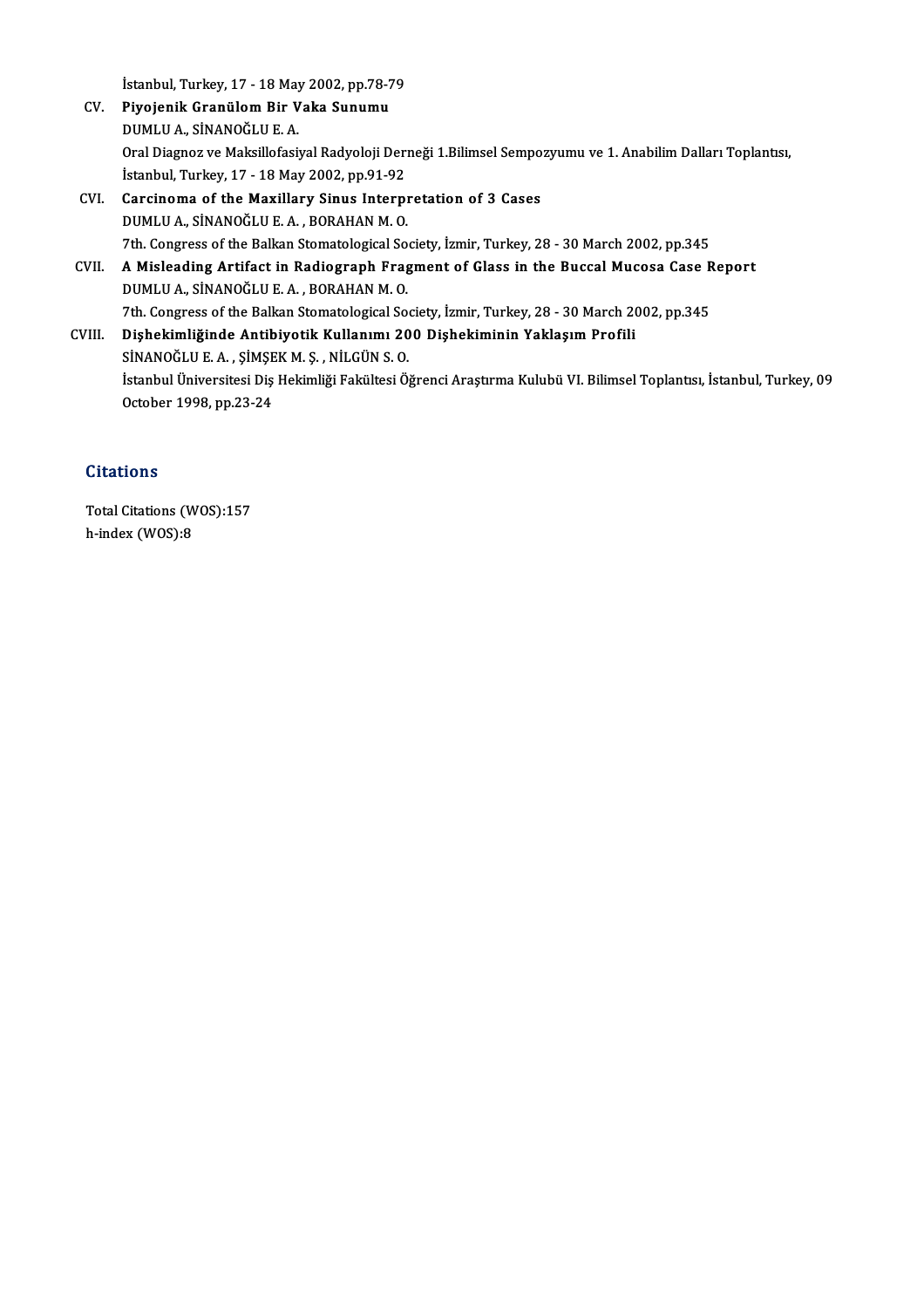İstanbul, Turkey, 17 - 18 May 2002, pp.78-79

CV. **Piyojenik Granülom Bir Vaka Sunumu**
DUMLU A., SİNANOĞLU E. A.
Oral Diagnoz ve Maksillofasiyal Radyoloji Derneği 1.Bilimsel Sempozyumu ve 1. Anabilim Dalları Toplantısı, İstanbul, Turkey, 17 - 18 May 2002, pp.91-92

CVI. **Carcinoma of the Maxillary Sinus Interpretation of 3 Cases**
DUMLU A., SİNANOĞLU E. A. , BORAHAN M. O.
7th. Congress of the Balkan Stomatological Society, İzmir, Turkey, 28 - 30 March 2002, pp.345

CVII. **A Misleading Artifact in Radiograph Fragment of Glass in the Buccal Mucosa Case Report**
DUMLU A., SİNANOĞLU E. A. , BORAHAN M. O.
7th. Congress of the Balkan Stomatological Society, İzmir, Turkey, 28 - 30 March 2002, pp.345

CVIII. **Dişhekimliğinde Antibiyotik Kullanımı 200 Dişhekiminin Yaklaşım Profili**
SİNANOĞLU E. A. , ŞİMŞEK M. Ş. , NİLGÜN S. O.
İstanbul Üniversitesi Diş Hekimliği Fakültesi Öğrenci Araştırma Kulubü VI. Bilimsel Toplantısı, İstanbul, Turkey, 09 October 1998, pp.23-24

## Citations

Total Citations (WOS):157
h-index (WOS):8